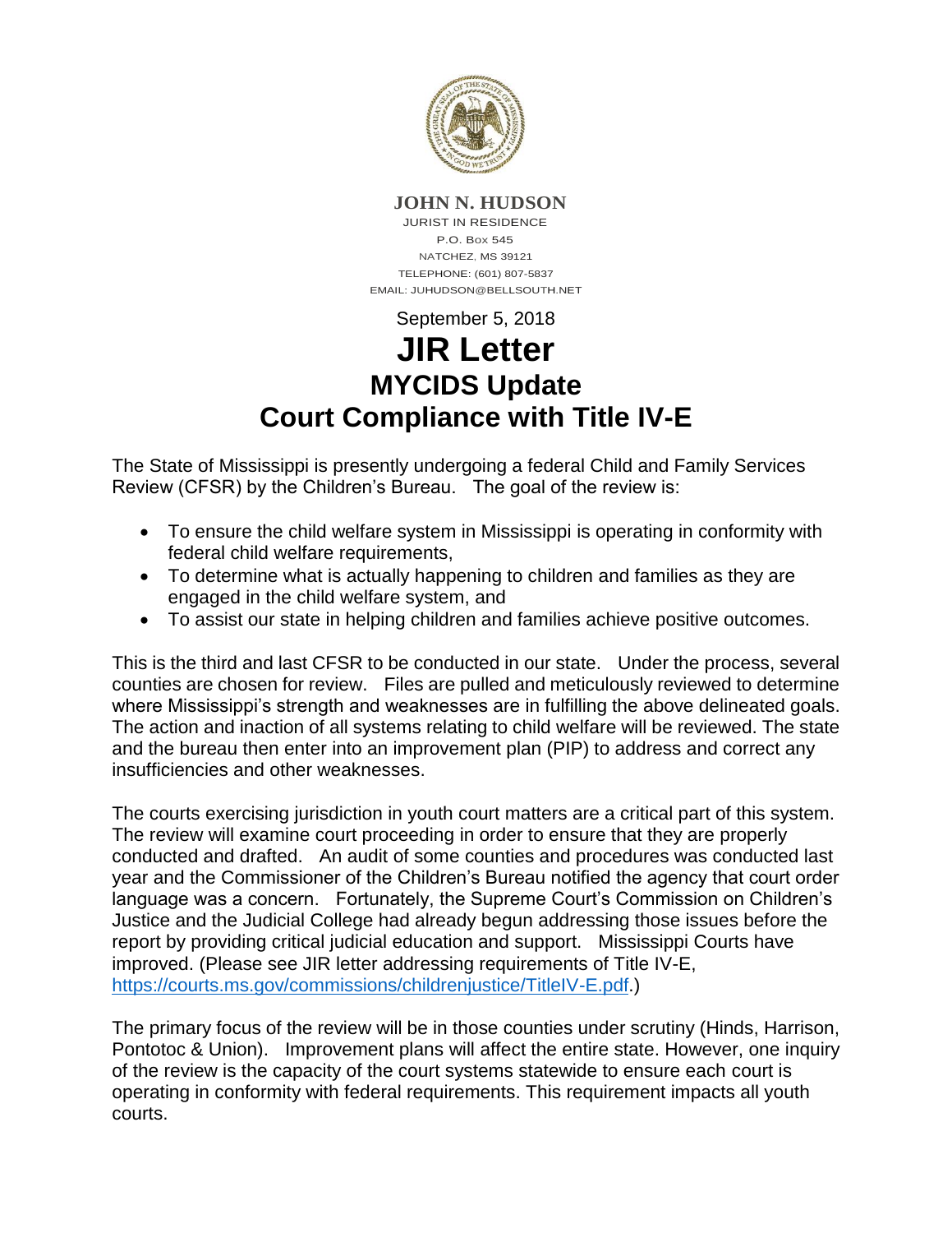**JOHN N. HUDSON**
JURIST IN RESIDENCE
P.O. Box 545
NATCHEZ, MS 39121
TELEPHONE: (601) 807-5837
EMAIL: JUHUDSON@BELLSOUTH.NET

September 5, 2018

# JIR Letter

## MYCIDS Update

## Court Compliance with Title IV-E

The State of Mississippi is presently undergoing a federal Child and Family Services Review (CFSR) by the Children's Bureau. The goal of the review is:

- To ensure the child welfare system in Mississippi is operating in conformity with federal child welfare requirements,
- To determine what is actually happening to children and families as they are engaged in the child welfare system, and
- To assist our state in helping children and families achieve positive outcomes.

This is the third and last CFSR to be conducted in our state. Under the process, several counties are chosen for review. Files are pulled and meticulously reviewed to determine where Mississippi's strength and weaknesses are in fulfilling the above delineated goals. The action and inaction of all systems relating to child welfare will be reviewed. The state and the bureau then enter into an improvement plan (PIP) to address and correct any insufficiencies and other weaknesses.

The courts exercising jurisdiction in youth court matters are a critical part of this system. The review will examine court proceeding in order to ensure that they are properly conducted and drafted. An audit of some counties and procedures was conducted last year and the Commissioner of the Children's Bureau notified the agency that court order language was a concern. Fortunately, the Supreme Court's Commission on Children's Justice and the Judicial College had already begun addressing those issues before the report by providing critical judicial education and support. Mississippi Courts have improved. (Please see JIR letter addressing requirements of Title IV-E, https://courts.ms.gov/commissions/childrenjustice/TitleIV-E.pdf.)

The primary focus of the review will be in those counties under scrutiny (Hinds, Harrison, Pontotoc & Union). Improvement plans will affect the entire state. However, one inquiry of the review is the capacity of the court systems statewide to ensure each court is operating in conformity with federal requirements. This requirement impacts all youth courts.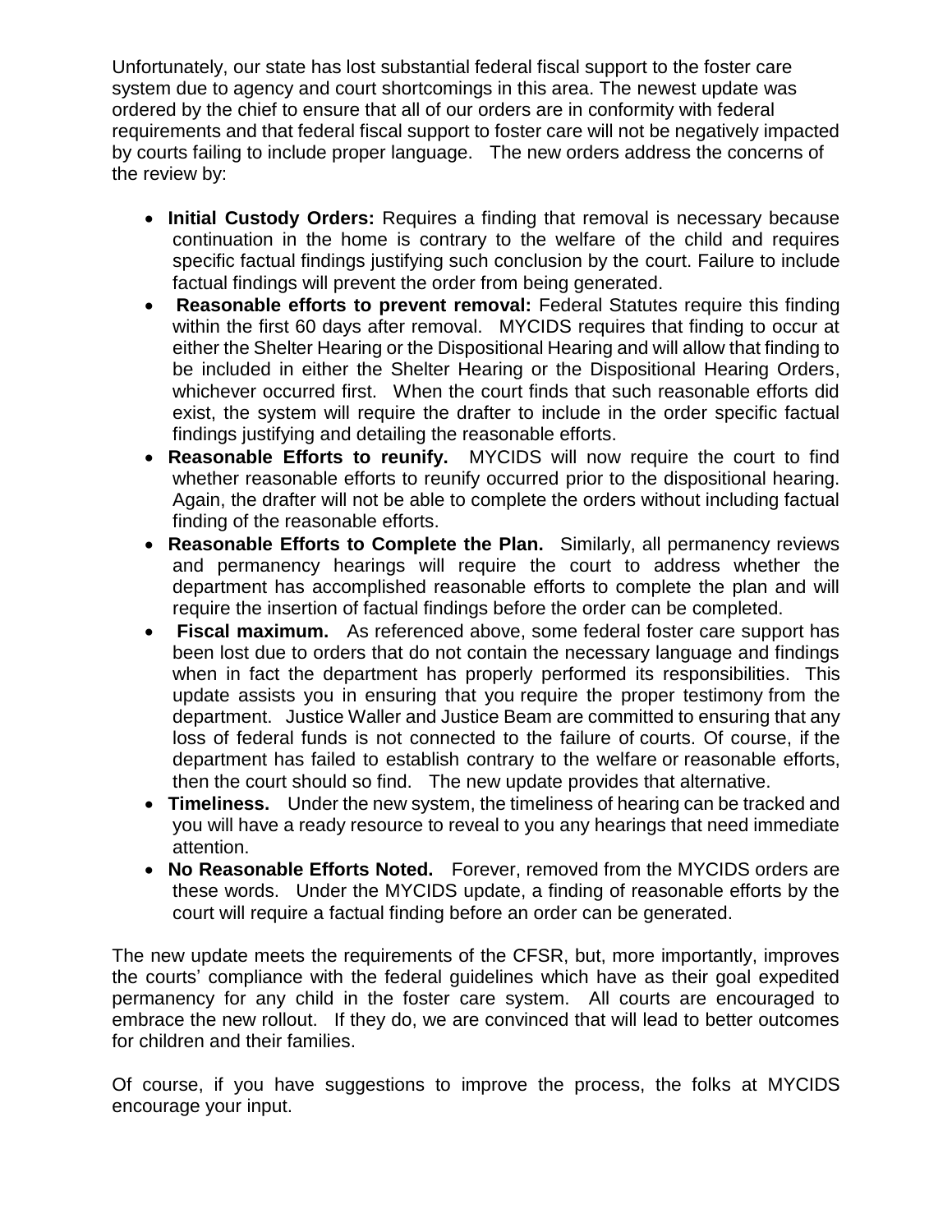Unfortunately, our state has lost substantial federal fiscal support to the foster care system due to agency and court shortcomings in this area. The newest update was ordered by the chief to ensure that all of our orders are in conformity with federal requirements and that federal fiscal support to foster care will not be negatively impacted by courts failing to include proper language. The new orders address the concerns of the review by:

- **Initial Custody Orders:** Requires a finding that removal is necessary because continuation in the home is contrary to the welfare of the child and requires specific factual findings justifying such conclusion by the court. Failure to include factual findings will prevent the order from being generated.
- **Reasonable efforts to prevent removal:** Federal Statutes require this finding within the first 60 days after removal. MYCIDS requires that finding to occur at either the Shelter Hearing or the Dispositional Hearing and will allow that finding to be included in either the Shelter Hearing or the Dispositional Hearing Orders, whichever occurred first. When the court finds that such reasonable efforts did exist, the system will require the drafter to include in the order specific factual findings justifying and detailing the reasonable efforts.
- **Reasonable Efforts to reunify.** MYCIDS will now require the court to find whether reasonable efforts to reunify occurred prior to the dispositional hearing. Again, the drafter will not be able to complete the orders without including factual finding of the reasonable efforts.
- **Reasonable Efforts to Complete the Plan.** Similarly, all permanency reviews and permanency hearings will require the court to address whether the department has accomplished reasonable efforts to complete the plan and will require the insertion of factual findings before the order can be completed.
- **Fiscal maximum.** As referenced above, some federal foster care support has been lost due to orders that do not contain the necessary language and findings when in fact the department has properly performed its responsibilities. This update assists you in ensuring that you require the proper testimony from the department. Justice Waller and Justice Beam are committed to ensuring that any loss of federal funds is not connected to the failure of courts. Of course, if the department has failed to establish contrary to the welfare or reasonable efforts, then the court should so find. The new update provides that alternative.
- **Timeliness.** Under the new system, the timeliness of hearing can be tracked and you will have a ready resource to reveal to you any hearings that need immediate attention.
- **No Reasonable Efforts Noted.** Forever, removed from the MYCIDS orders are these words. Under the MYCIDS update, a finding of reasonable efforts by the court will require a factual finding before an order can be generated.

The new update meets the requirements of the CFSR, but, more importantly, improves the courts' compliance with the federal guidelines which have as their goal expedited permanency for any child in the foster care system. All courts are encouraged to embrace the new rollout. If they do, we are convinced that will lead to better outcomes for children and their families.

Of course, if you have suggestions to improve the process, the folks at MYCIDS encourage your input.